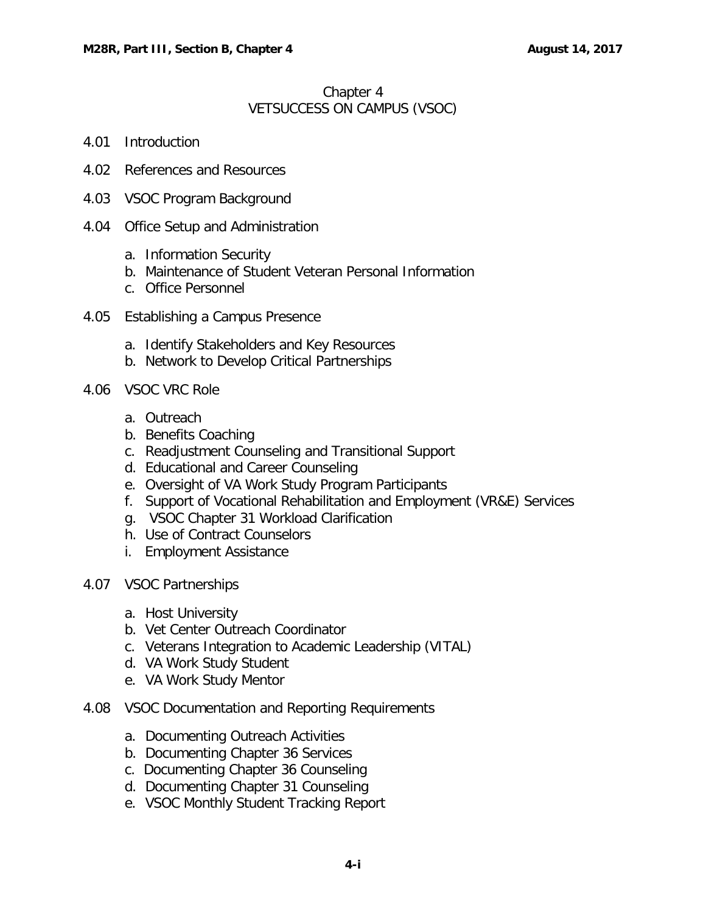# Chapter 4
# VETSUCCESS ON CAMPUS (VSOC)

4.01 Introduction

4.02 References and Resources

4.03 VSOC Program Background

4.04 Office Setup and Administration

- a. Information Security
- b. Maintenance of Student Veteran Personal Information
- c. Office Personnel

4.05 Establishing a Campus Presence

- a. Identify Stakeholders and Key Resources
- b. Network to Develop Critical Partnerships

4.06 VSOC VRC Role

- a. Outreach
- b. Benefits Coaching
- c. Readjustment Counseling and Transitional Support
- d. Educational and Career Counseling
- e. Oversight of VA Work Study Program Participants
- f. Support of Vocational Rehabilitation and Employment (VR&E) Services
- g. VSOC Chapter 31 Workload Clarification
- h. Use of Contract Counselors
- i. Employment Assistance

4.07 VSOC Partnerships

- a. Host University
- b. Vet Center Outreach Coordinator
- c. Veterans Integration to Academic Leadership (VITAL)
- d. VA Work Study Student
- e. VA Work Study Mentor

4.08 VSOC Documentation and Reporting Requirements

- a. Documenting Outreach Activities
- b. Documenting Chapter 36 Services
- c. Documenting Chapter 36 Counseling
- d. Documenting Chapter 31 Counseling
- e. VSOC Monthly Student Tracking Report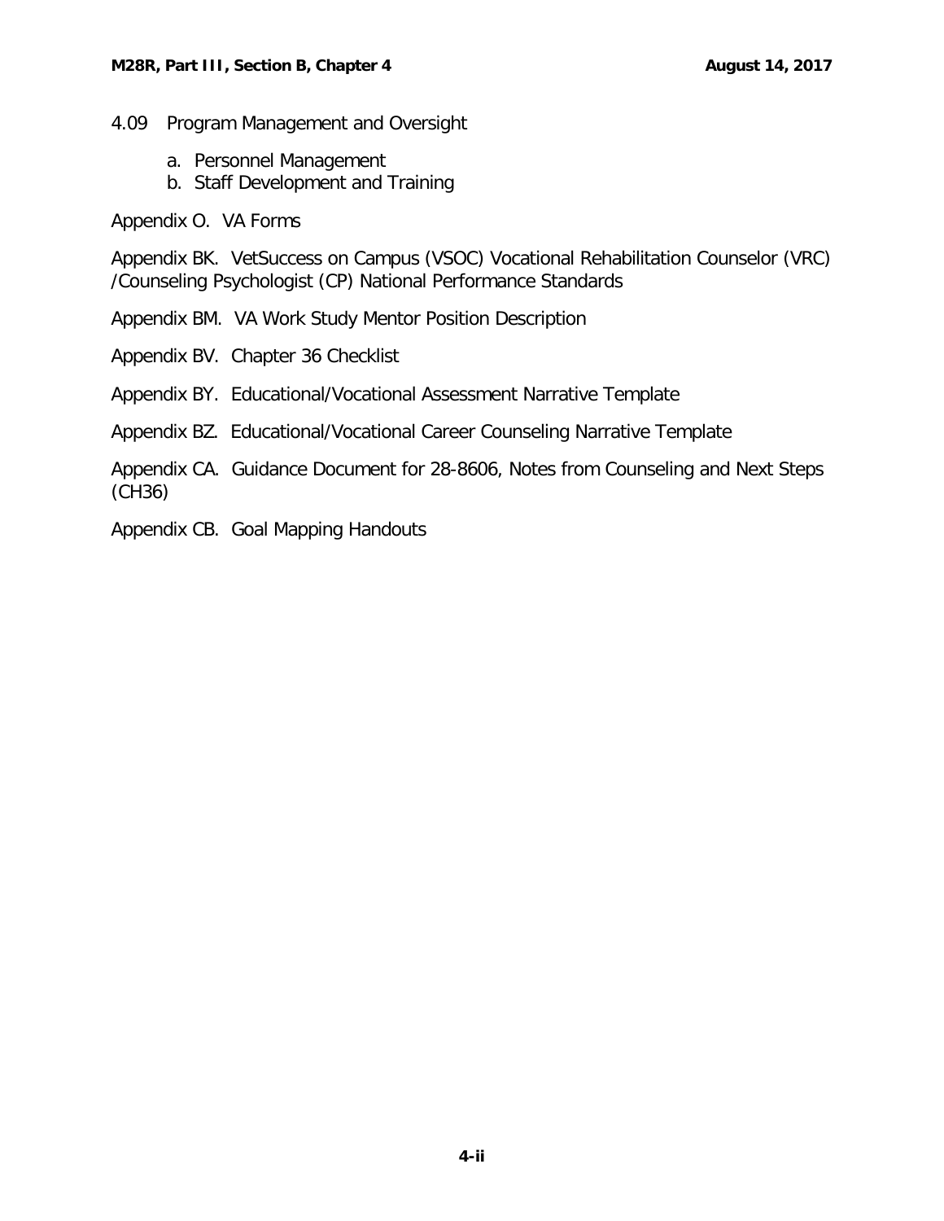4.09 Program Management and Oversight

a. Personnel Management
b. Staff Development and Training

Appendix O. VA Forms

Appendix BK. VetSuccess on Campus (VSOC) Vocational Rehabilitation Counselor (VRC) /Counseling Psychologist (CP) National Performance Standards

Appendix BM. VA Work Study Mentor Position Description

Appendix BV. Chapter 36 Checklist

Appendix BY. Educational/Vocational Assessment Narrative Template

Appendix BZ. Educational/Vocational Career Counseling Narrative Template

Appendix CA. Guidance Document for 28-8606, Notes from Counseling and Next Steps (CH36)

Appendix CB. Goal Mapping Handouts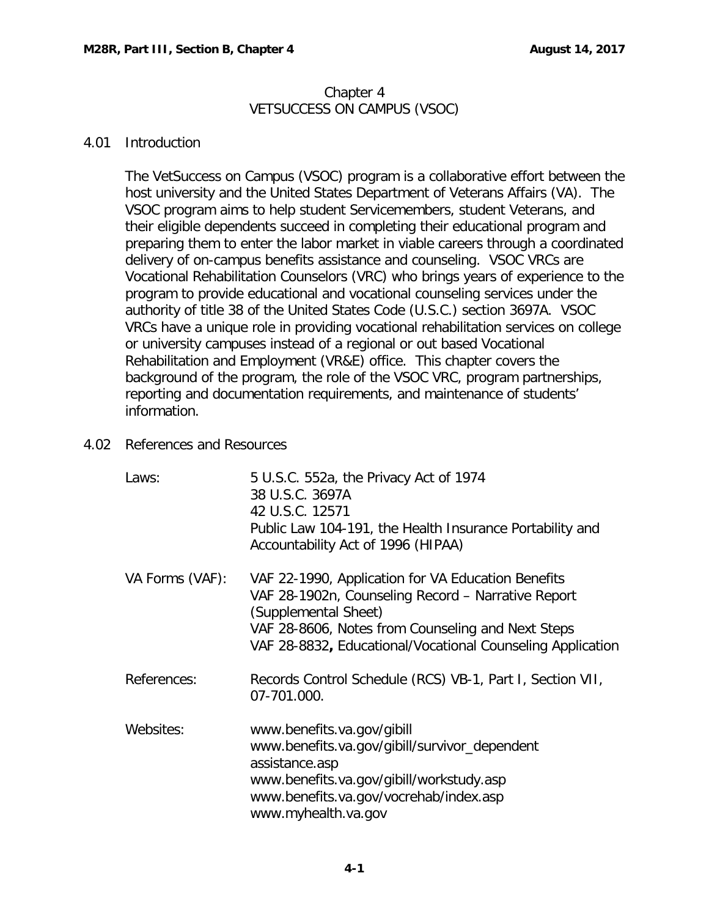# Chapter 4
# VETSUCCESS ON CAMPUS (VSOC)

## 4.01 Introduction

The VetSuccess on Campus (VSOC) program is a collaborative effort between the host university and the United States Department of Veterans Affairs (VA). The VSOC program aims to help student Servicemembers, student Veterans, and their eligible dependents succeed in completing their educational program and preparing them to enter the labor market in viable careers through a coordinated delivery of on-campus benefits assistance and counseling. VSOC VRCs are Vocational Rehabilitation Counselors (VRC) who brings years of experience to the program to provide educational and vocational counseling services under the authority of title 38 of the United States Code (U.S.C.) section 3697A. VSOC VRCs have a unique role in providing vocational rehabilitation services on college or university campuses instead of a regional or out based Vocational Rehabilitation and Employment (VR&E) office. This chapter covers the background of the program, the role of the VSOC VRC, program partnerships, reporting and documentation requirements, and maintenance of students' information.

## 4.02 References and Resources

| | |
|---|---|
| Laws: | 5 U.S.C. 552a, the Privacy Act of 1974<br>38 U.S.C. 3697A<br>42 U.S.C. 12571<br>Public Law 104-191, the Health Insurance Portability and Accountability Act of 1996 (HIPAA) |
| VA Forms (VAF): | VAF 22-1990, Application for VA Education Benefits<br>VAF 28-1902n, Counseling Record – Narrative Report (Supplemental Sheet)<br>VAF 28-8606, Notes from Counseling and Next Steps<br>VAF 28-8832**,** Educational/Vocational Counseling Application |
| References: | Records Control Schedule (RCS) VB-1, Part I, Section VII, 07-701.000. |
| Websites: | www.benefits.va.gov/gibill<br>www.benefits.va.gov/gibill/survivor_dependent assistance.asp<br>www.benefits.va.gov/gibill/workstudy.asp<br>www.benefits.va.gov/vocrehab/index.asp<br>www.myhealth.va.gov |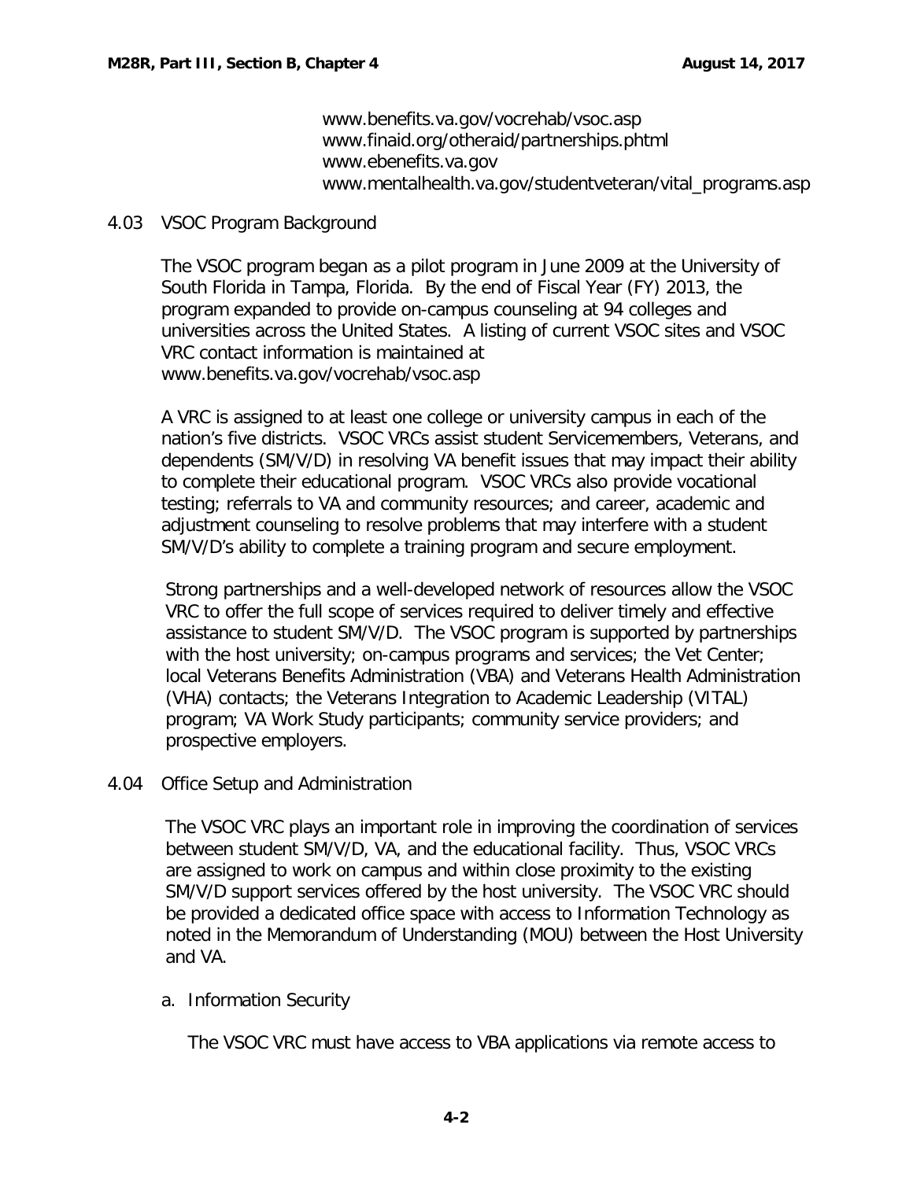www.benefits.va.gov/vocrehab/vsoc.asp
www.finaid.org/otheraid/partnerships.phtml
www.ebenefits.va.gov
www.mentalhealth.va.gov/studentveteran/vital_programs.asp

## 4.03 VSOC Program Background

The VSOC program began as a pilot program in June 2009 at the University of South Florida in Tampa, Florida. By the end of Fiscal Year (FY) 2013, the program expanded to provide on-campus counseling at 94 colleges and universities across the United States. A listing of current VSOC sites and VSOC VRC contact information is maintained at www.benefits.va.gov/vocrehab/vsoc.asp

A VRC is assigned to at least one college or university campus in each of the nation's five districts. VSOC VRCs assist student Servicemembers, Veterans, and dependents (SM/V/D) in resolving VA benefit issues that may impact their ability to complete their educational program. VSOC VRCs also provide vocational testing; referrals to VA and community resources; and career, academic and adjustment counseling to resolve problems that may interfere with a student SM/V/D's ability to complete a training program and secure employment.

Strong partnerships and a well-developed network of resources allow the VSOC VRC to offer the full scope of services required to deliver timely and effective assistance to student SM/V/D. The VSOC program is supported by partnerships with the host university; on-campus programs and services; the Vet Center; local Veterans Benefits Administration (VBA) and Veterans Health Administration (VHA) contacts; the Veterans Integration to Academic Leadership (VITAL) program; VA Work Study participants; community service providers; and prospective employers.

## 4.04 Office Setup and Administration

The VSOC VRC plays an important role in improving the coordination of services between student SM/V/D, VA, and the educational facility. Thus, VSOC VRCs are assigned to work on campus and within close proximity to the existing SM/V/D support services offered by the host university. The VSOC VRC should be provided a dedicated office space with access to Information Technology as noted in the Memorandum of Understanding (MOU) between the Host University and VA.

### a. Information Security

The VSOC VRC must have access to VBA applications via remote access to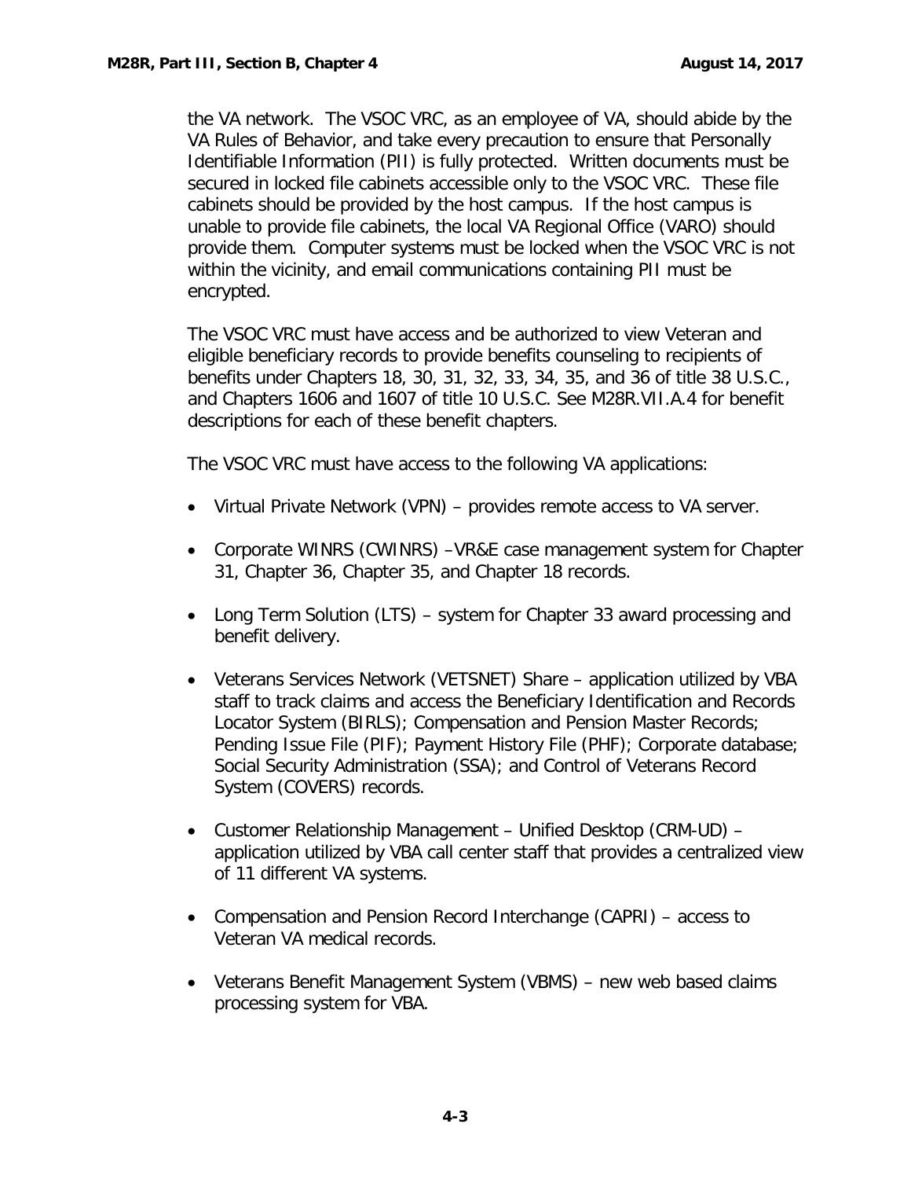the VA network. The VSOC VRC, as an employee of VA, should abide by the VA Rules of Behavior, and take every precaution to ensure that Personally Identifiable Information (PII) is fully protected. Written documents must be secured in locked file cabinets accessible only to the VSOC VRC. These file cabinets should be provided by the host campus. If the host campus is unable to provide file cabinets, the local VA Regional Office (VARO) should provide them. Computer systems must be locked when the VSOC VRC is not within the vicinity, and email communications containing PII must be encrypted.

The VSOC VRC must have access and be authorized to view Veteran and eligible beneficiary records to provide benefits counseling to recipients of benefits under Chapters 18, 30, 31, 32, 33, 34, 35, and 36 of title 38 U.S.C., and Chapters 1606 and 1607 of title 10 U.S.C. See M28R.VII.A.4 for benefit descriptions for each of these benefit chapters.

The VSOC VRC must have access to the following VA applications:

- Virtual Private Network (VPN) – provides remote access to VA server.
- Corporate WINRS (CWINRS) –VR&E case management system for Chapter 31, Chapter 36, Chapter 35, and Chapter 18 records.
- Long Term Solution (LTS) – system for Chapter 33 award processing and benefit delivery.
- Veterans Services Network (VETSNET) Share – application utilized by VBA staff to track claims and access the Beneficiary Identification and Records Locator System (BIRLS); Compensation and Pension Master Records; Pending Issue File (PIF); Payment History File (PHF); Corporate database; Social Security Administration (SSA); and Control of Veterans Record System (COVERS) records.
- Customer Relationship Management – Unified Desktop (CRM-UD) – application utilized by VBA call center staff that provides a centralized view of 11 different VA systems.
- Compensation and Pension Record Interchange (CAPRI) – access to Veteran VA medical records.
- Veterans Benefit Management System (VBMS) – new web based claims processing system for VBA.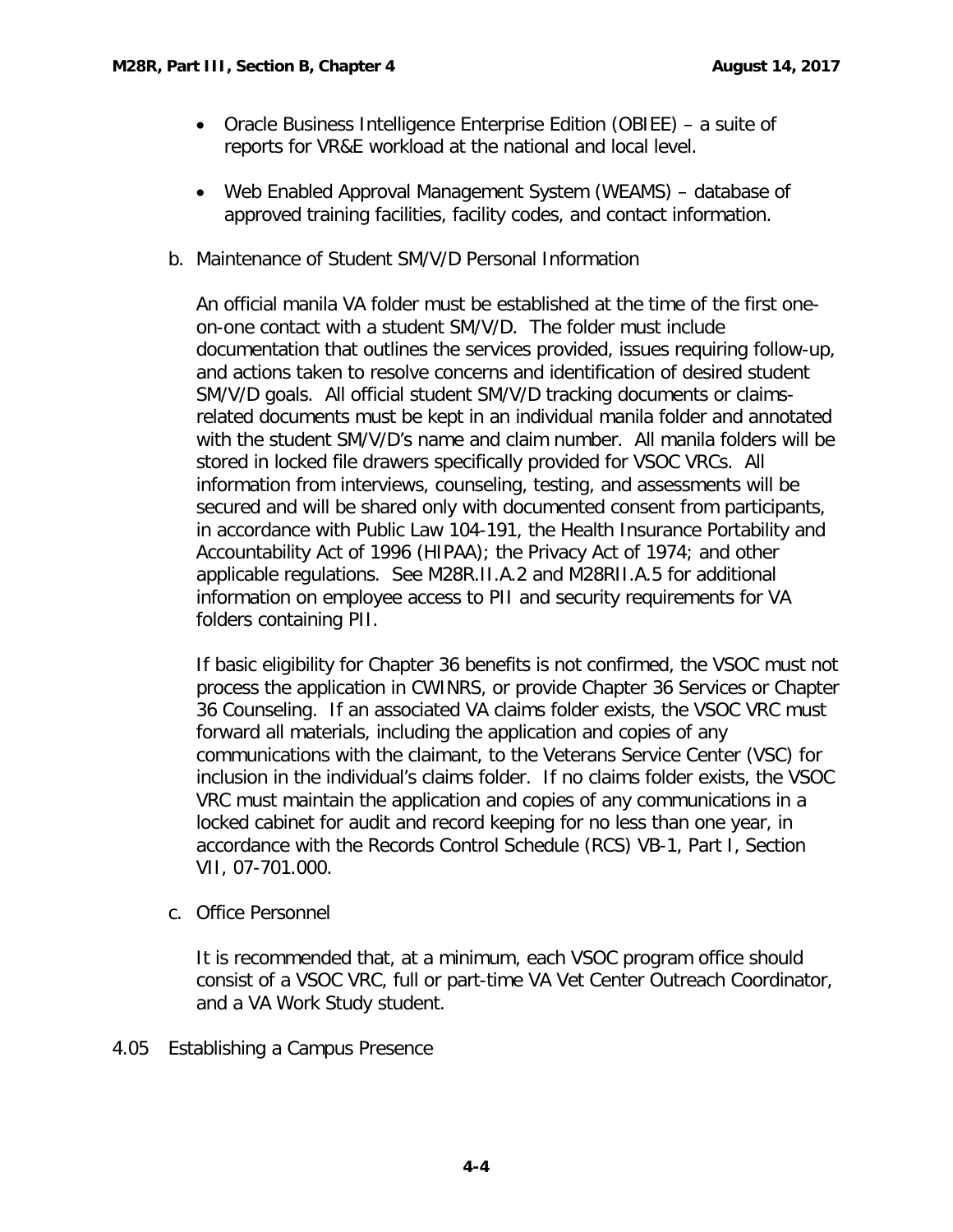- Oracle Business Intelligence Enterprise Edition (OBIEE) – a suite of reports for VR&E workload at the national and local level.

- Web Enabled Approval Management System (WEAMS) – database of approved training facilities, facility codes, and contact information.

b. Maintenance of Student SM/V/D Personal Information

An official manila VA folder must be established at the time of the first one-on-one contact with a student SM/V/D. The folder must include documentation that outlines the services provided, issues requiring follow-up, and actions taken to resolve concerns and identification of desired student SM/V/D goals. All official student SM/V/D tracking documents or claims-related documents must be kept in an individual manila folder and annotated with the student SM/V/D's name and claim number. All manila folders will be stored in locked file drawers specifically provided for VSOC VRCs. All information from interviews, counseling, testing, and assessments will be secured and will be shared only with documented consent from participants, in accordance with Public Law 104-191, the Health Insurance Portability and Accountability Act of 1996 (HIPAA); the Privacy Act of 1974; and other applicable regulations. See M28R.II.A.2 and M28RII.A.5 for additional information on employee access to PII and security requirements for VA folders containing PII.

If basic eligibility for Chapter 36 benefits is not confirmed, the VSOC must not process the application in CWINRS, or provide Chapter 36 Services or Chapter 36 Counseling. If an associated VA claims folder exists, the VSOC VRC must forward all materials, including the application and copies of any communications with the claimant, to the Veterans Service Center (VSC) for inclusion in the individual's claims folder. If no claims folder exists, the VSOC VRC must maintain the application and copies of any communications in a locked cabinet for audit and record keeping for no less than one year, in accordance with the Records Control Schedule (RCS) VB-1, Part I, Section VII, 07-701.000.

c. Office Personnel

It is recommended that, at a minimum, each VSOC program office should consist of a VSOC VRC, full or part-time VA Vet Center Outreach Coordinator, and a VA Work Study student.

4.05 Establishing a Campus Presence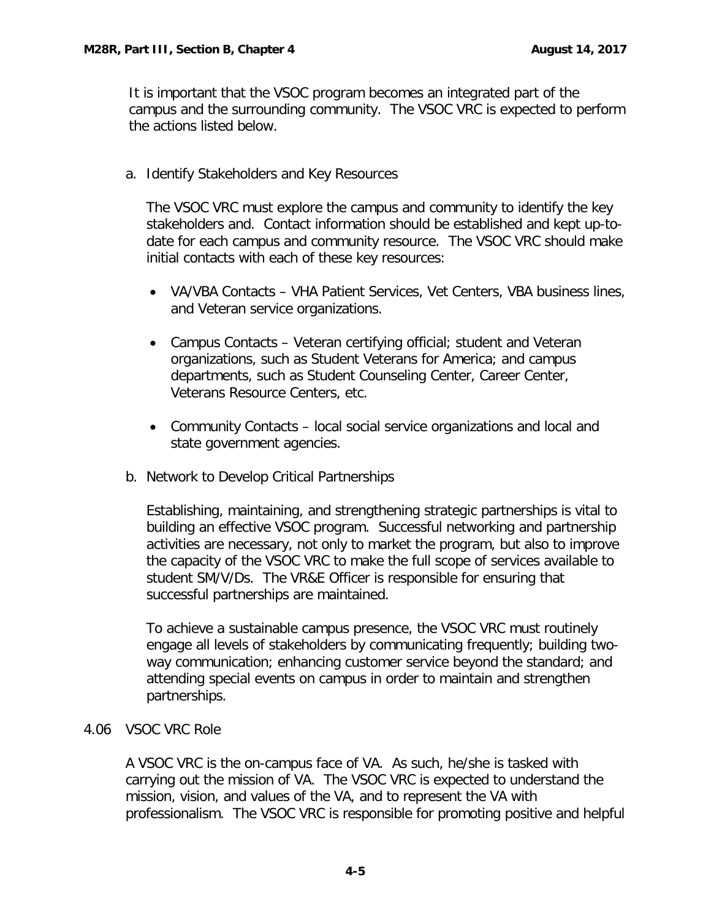It is important that the VSOC program becomes an integrated part of the campus and the surrounding community. The VSOC VRC is expected to perform the actions listed below.

a. Identify Stakeholders and Key Resources

The VSOC VRC must explore the campus and community to identify the key stakeholders and. Contact information should be established and kept up-to-date for each campus and community resource. The VSOC VRC should make initial contacts with each of these key resources:

- VA/VBA Contacts – VHA Patient Services, Vet Centers, VBA business lines, and Veteran service organizations.
- Campus Contacts – Veteran certifying official; student and Veteran organizations, such as Student Veterans for America; and campus departments, such as Student Counseling Center, Career Center, Veterans Resource Centers, etc.
- Community Contacts – local social service organizations and local and state government agencies.

b. Network to Develop Critical Partnerships

Establishing, maintaining, and strengthening strategic partnerships is vital to building an effective VSOC program. Successful networking and partnership activities are necessary, not only to market the program, but also to improve the capacity of the VSOC VRC to make the full scope of services available to student SM/V/Ds. The VR&E Officer is responsible for ensuring that successful partnerships are maintained.

To achieve a sustainable campus presence, the VSOC VRC must routinely engage all levels of stakeholders by communicating frequently; building two-way communication; enhancing customer service beyond the standard; and attending special events on campus in order to maintain and strengthen partnerships.

## 4.06 VSOC VRC Role

A VSOC VRC is the on-campus face of VA. As such, he/she is tasked with carrying out the mission of VA. The VSOC VRC is expected to understand the mission, vision, and values of the VA, and to represent the VA with professionalism. The VSOC VRC is responsible for promoting positive and helpful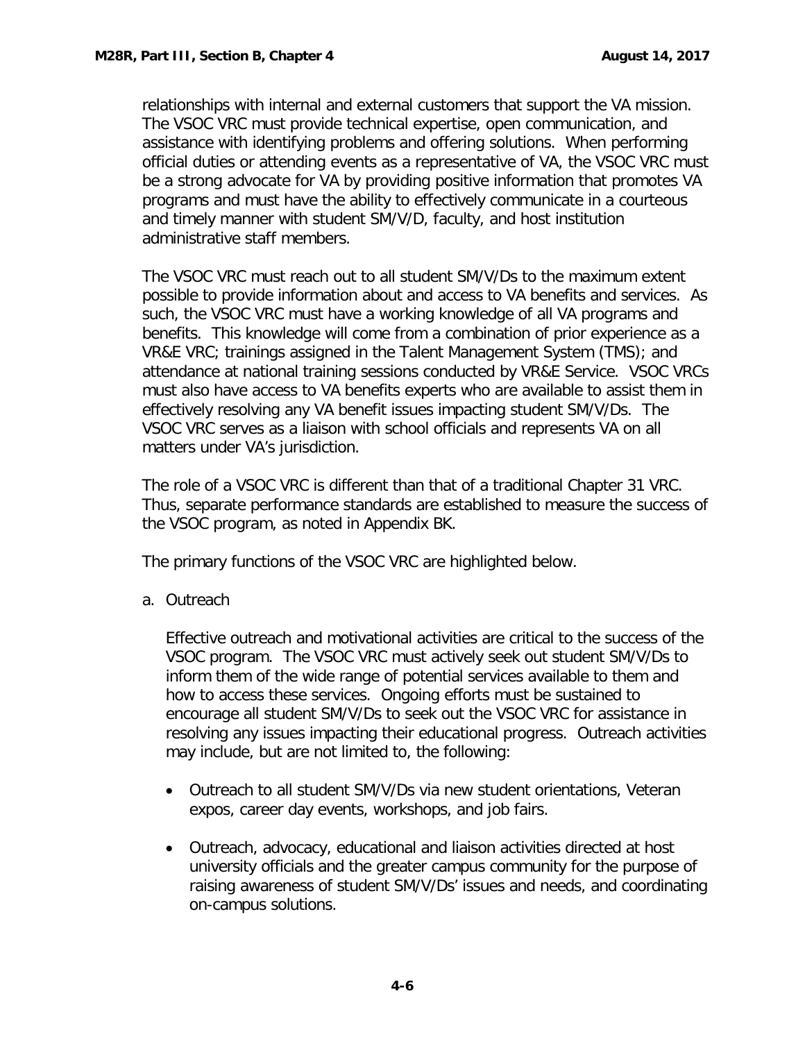relationships with internal and external customers that support the VA mission. The VSOC VRC must provide technical expertise, open communication, and assistance with identifying problems and offering solutions. When performing official duties or attending events as a representative of VA, the VSOC VRC must be a strong advocate for VA by providing positive information that promotes VA programs and must have the ability to effectively communicate in a courteous and timely manner with student SM/V/D, faculty, and host institution administrative staff members.

The VSOC VRC must reach out to all student SM/V/Ds to the maximum extent possible to provide information about and access to VA benefits and services. As such, the VSOC VRC must have a working knowledge of all VA programs and benefits. This knowledge will come from a combination of prior experience as a VR&E VRC; trainings assigned in the Talent Management System (TMS); and attendance at national training sessions conducted by VR&E Service. VSOC VRCs must also have access to VA benefits experts who are available to assist them in effectively resolving any VA benefit issues impacting student SM/V/Ds. The VSOC VRC serves as a liaison with school officials and represents VA on all matters under VA's jurisdiction.

The role of a VSOC VRC is different than that of a traditional Chapter 31 VRC. Thus, separate performance standards are established to measure the success of the VSOC program, as noted in Appendix BK.

The primary functions of the VSOC VRC are highlighted below.

a. Outreach

Effective outreach and motivational activities are critical to the success of the VSOC program. The VSOC VRC must actively seek out student SM/V/Ds to inform them of the wide range of potential services available to them and how to access these services. Ongoing efforts must be sustained to encourage all student SM/V/Ds to seek out the VSOC VRC for assistance in resolving any issues impacting their educational progress. Outreach activities may include, but are not limited to, the following:

- Outreach to all student SM/V/Ds via new student orientations, Veteran expos, career day events, workshops, and job fairs.
- Outreach, advocacy, educational and liaison activities directed at host university officials and the greater campus community for the purpose of raising awareness of student SM/V/Ds' issues and needs, and coordinating on-campus solutions.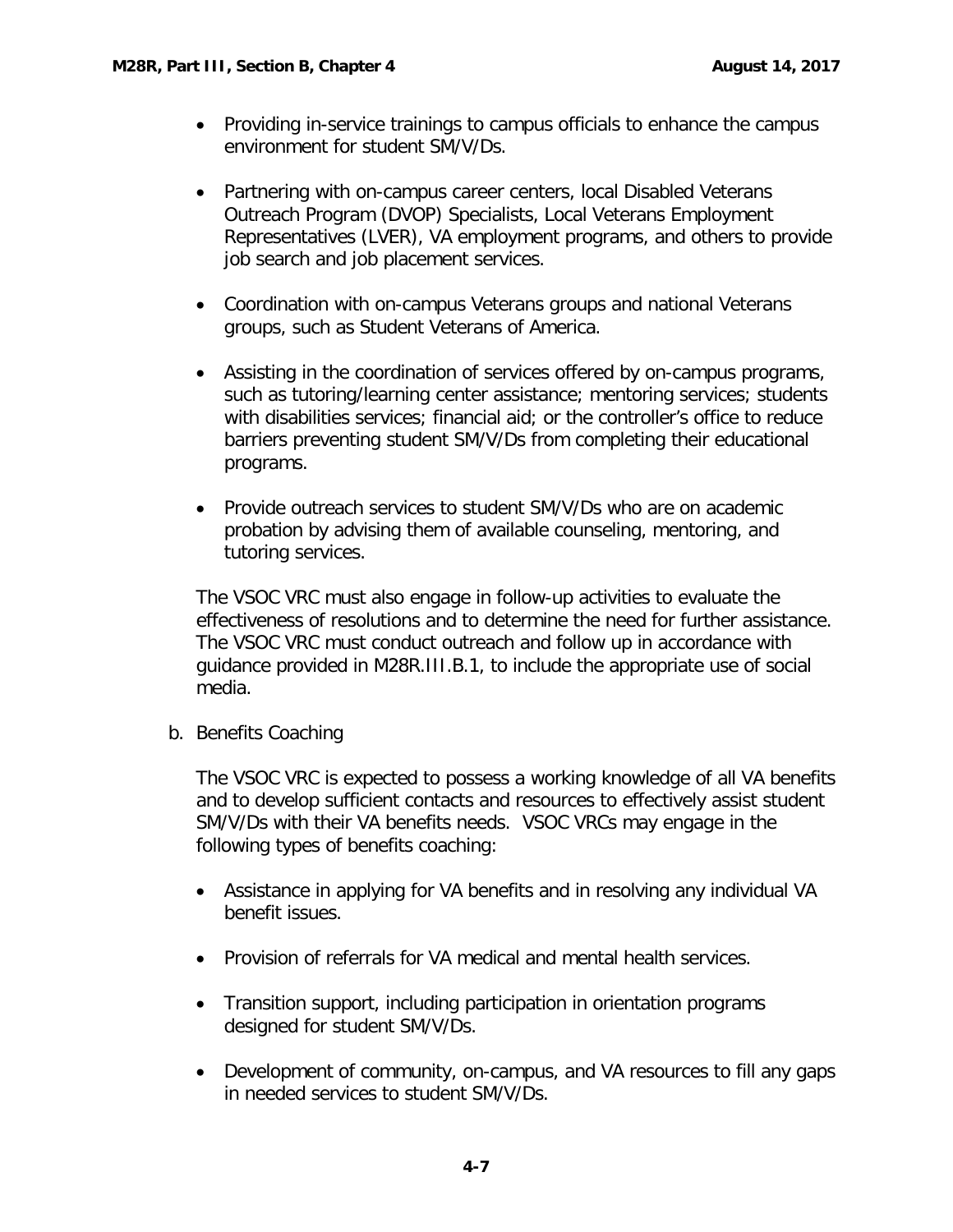- Providing in-service trainings to campus officials to enhance the campus environment for student SM/V/Ds.
- Partnering with on-campus career centers, local Disabled Veterans Outreach Program (DVOP) Specialists, Local Veterans Employment Representatives (LVER), VA employment programs, and others to provide job search and job placement services.
- Coordination with on-campus Veterans groups and national Veterans groups, such as Student Veterans of America.
- Assisting in the coordination of services offered by on-campus programs, such as tutoring/learning center assistance; mentoring services; students with disabilities services; financial aid; or the controller's office to reduce barriers preventing student SM/V/Ds from completing their educational programs.
- Provide outreach services to student SM/V/Ds who are on academic probation by advising them of available counseling, mentoring, and tutoring services.

The VSOC VRC must also engage in follow-up activities to evaluate the effectiveness of resolutions and to determine the need for further assistance. The VSOC VRC must conduct outreach and follow up in accordance with guidance provided in M28R.III.B.1, to include the appropriate use of social media.

b. Benefits Coaching

The VSOC VRC is expected to possess a working knowledge of all VA benefits and to develop sufficient contacts and resources to effectively assist student SM/V/Ds with their VA benefits needs. VSOC VRCs may engage in the following types of benefits coaching:

- Assistance in applying for VA benefits and in resolving any individual VA benefit issues.
- Provision of referrals for VA medical and mental health services.
- Transition support, including participation in orientation programs designed for student SM/V/Ds.
- Development of community, on-campus, and VA resources to fill any gaps in needed services to student SM/V/Ds.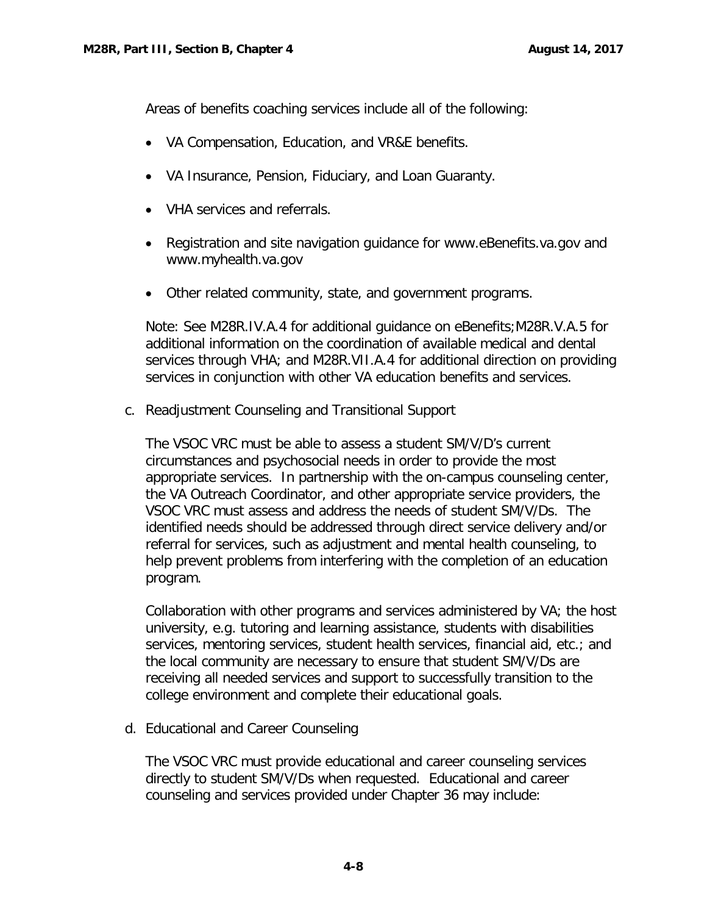Areas of benefits coaching services include all of the following:

- VA Compensation, Education, and VR&E benefits.
- VA Insurance, Pension, Fiduciary, and Loan Guaranty.
- VHA services and referrals.
- Registration and site navigation guidance for www.eBenefits.va.gov and www.myhealth.va.gov
- Other related community, state, and government programs.

Note: See M28R.IV.A.4 for additional guidance on eBenefits;M28R.V.A.5 for additional information on the coordination of available medical and dental services through VHA; and M28R.VII.A.4 for additional direction on providing services in conjunction with other VA education benefits and services.

c. Readjustment Counseling and Transitional Support

The VSOC VRC must be able to assess a student SM/V/D's current circumstances and psychosocial needs in order to provide the most appropriate services. In partnership with the on-campus counseling center, the VA Outreach Coordinator, and other appropriate service providers, the VSOC VRC must assess and address the needs of student SM/V/Ds. The identified needs should be addressed through direct service delivery and/or referral for services, such as adjustment and mental health counseling, to help prevent problems from interfering with the completion of an education program.

Collaboration with other programs and services administered by VA; the host university, e.g. tutoring and learning assistance, students with disabilities services, mentoring services, student health services, financial aid, etc.; and the local community are necessary to ensure that student SM/V/Ds are receiving all needed services and support to successfully transition to the college environment and complete their educational goals.

d. Educational and Career Counseling

The VSOC VRC must provide educational and career counseling services directly to student SM/V/Ds when requested. Educational and career counseling and services provided under Chapter 36 may include: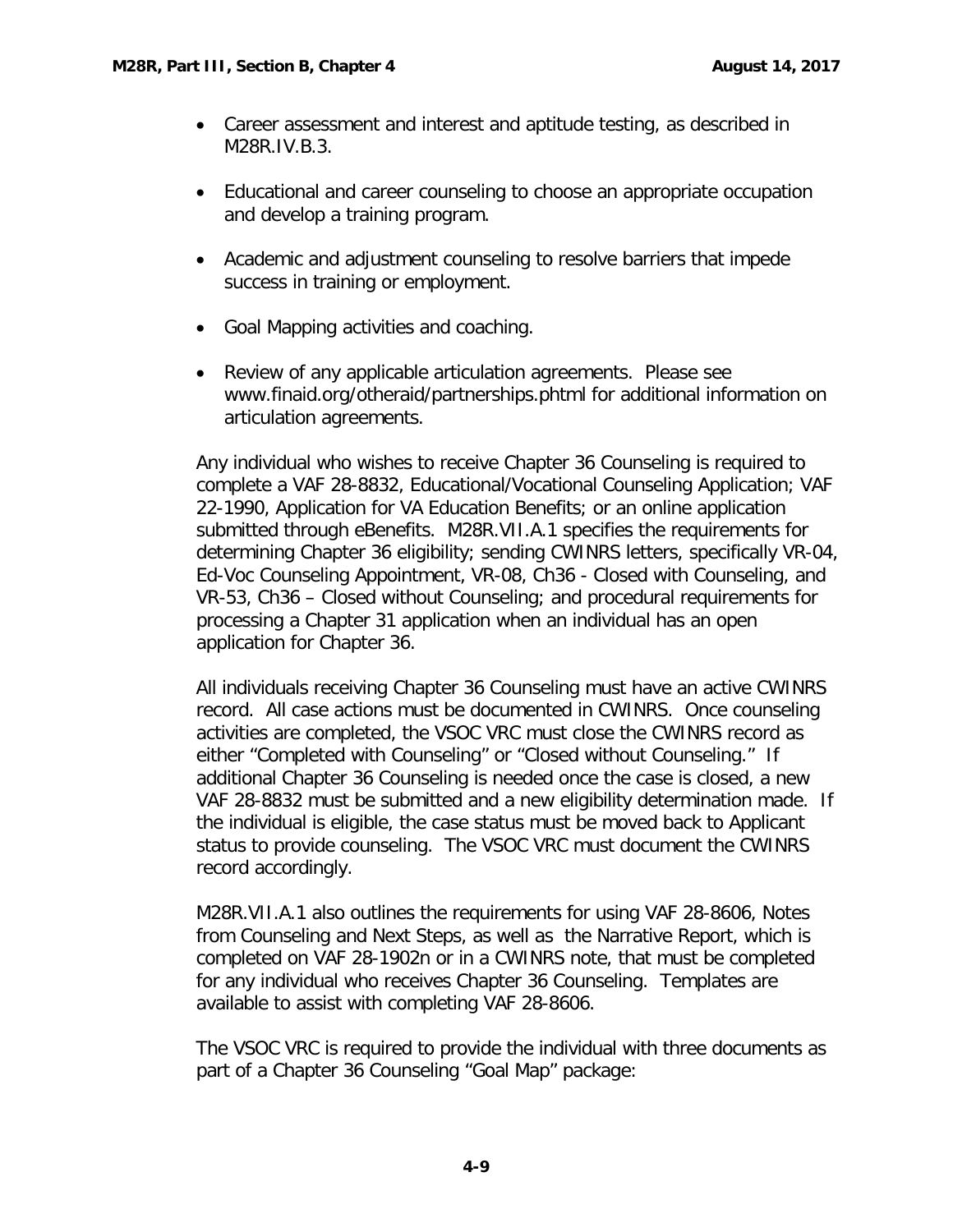- Career assessment and interest and aptitude testing, as described in M28R.IV.B.3.
- Educational and career counseling to choose an appropriate occupation and develop a training program.
- Academic and adjustment counseling to resolve barriers that impede success in training or employment.
- Goal Mapping activities and coaching.
- Review of any applicable articulation agreements. Please see www.finaid.org/otheraid/partnerships.phtml for additional information on articulation agreements.

Any individual who wishes to receive Chapter 36 Counseling is required to complete a VAF 28-8832, Educational/Vocational Counseling Application; VAF 22-1990, Application for VA Education Benefits; or an online application submitted through eBenefits. M28R.VII.A.1 specifies the requirements for determining Chapter 36 eligibility; sending CWINRS letters, specifically VR-04, Ed-Voc Counseling Appointment, VR-08, Ch36 - Closed with Counseling, and VR-53, Ch36 – Closed without Counseling; and procedural requirements for processing a Chapter 31 application when an individual has an open application for Chapter 36.

All individuals receiving Chapter 36 Counseling must have an active CWINRS record. All case actions must be documented in CWINRS. Once counseling activities are completed, the VSOC VRC must close the CWINRS record as either "Completed with Counseling" or "Closed without Counseling." If additional Chapter 36 Counseling is needed once the case is closed, a new VAF 28-8832 must be submitted and a new eligibility determination made. If the individual is eligible, the case status must be moved back to Applicant status to provide counseling. The VSOC VRC must document the CWINRS record accordingly.

M28R.VII.A.1 also outlines the requirements for using VAF 28-8606, Notes from Counseling and Next Steps, as well as the Narrative Report, which is completed on VAF 28-1902n or in a CWINRS note, that must be completed for any individual who receives Chapter 36 Counseling. Templates are available to assist with completing VAF 28-8606.

The VSOC VRC is required to provide the individual with three documents as part of a Chapter 36 Counseling "Goal Map" package: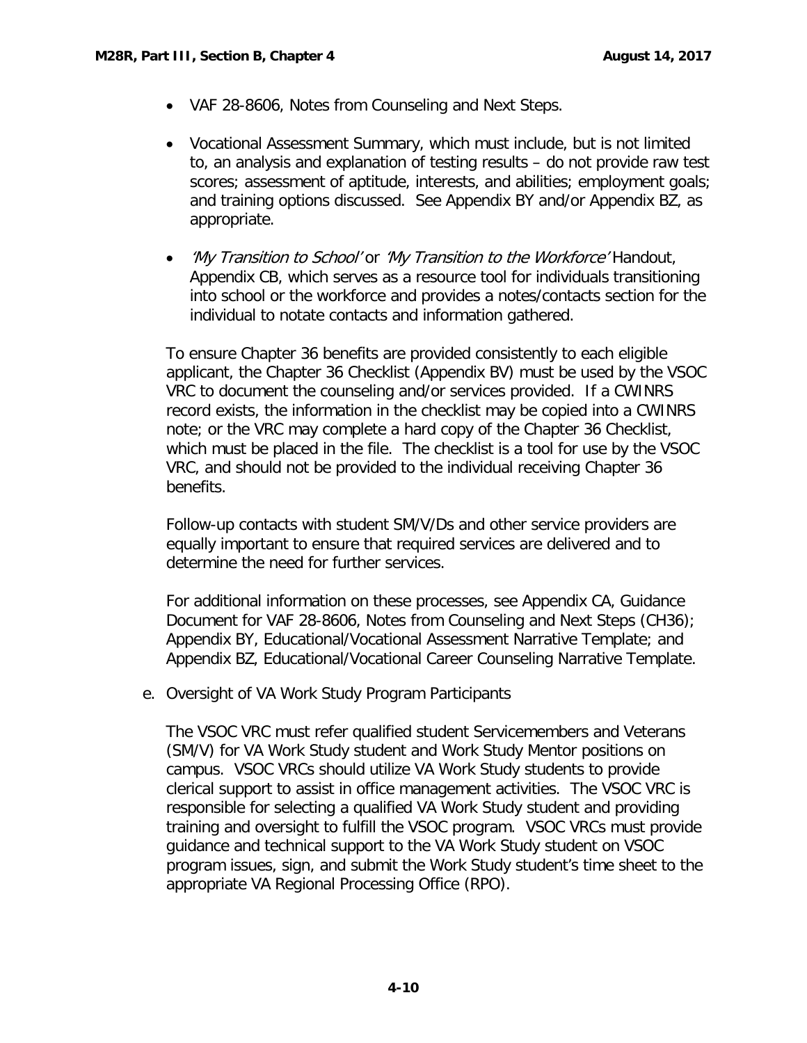- VAF 28-8606, Notes from Counseling and Next Steps.

- Vocational Assessment Summary, which must include, but is not limited to, an analysis and explanation of testing results – do not provide raw test scores; assessment of aptitude, interests, and abilities; employment goals; and training options discussed. See Appendix BY and/or Appendix BZ, as appropriate.

- *'My Transition to School'* or *'My Transition to the Workforce'* Handout, Appendix CB, which serves as a resource tool for individuals transitioning into school or the workforce and provides a notes/contacts section for the individual to notate contacts and information gathered.

To ensure Chapter 36 benefits are provided consistently to each eligible applicant, the Chapter 36 Checklist (Appendix BV) must be used by the VSOC VRC to document the counseling and/or services provided. If a CWINRS record exists, the information in the checklist may be copied into a CWINRS note; or the VRC may complete a hard copy of the Chapter 36 Checklist, which must be placed in the file. The checklist is a tool for use by the VSOC VRC, and should not be provided to the individual receiving Chapter 36 benefits.

Follow-up contacts with student SM/V/Ds and other service providers are equally important to ensure that required services are delivered and to determine the need for further services.

For additional information on these processes, see Appendix CA, Guidance Document for VAF 28-8606, Notes from Counseling and Next Steps (CH36); Appendix BY, Educational/Vocational Assessment Narrative Template; and Appendix BZ, Educational/Vocational Career Counseling Narrative Template.

e. Oversight of VA Work Study Program Participants

The VSOC VRC must refer qualified student Servicemembers and Veterans (SM/V) for VA Work Study student and Work Study Mentor positions on campus. VSOC VRCs should utilize VA Work Study students to provide clerical support to assist in office management activities. The VSOC VRC is responsible for selecting a qualified VA Work Study student and providing training and oversight to fulfill the VSOC program. VSOC VRCs must provide guidance and technical support to the VA Work Study student on VSOC program issues, sign, and submit the Work Study student's time sheet to the appropriate VA Regional Processing Office (RPO).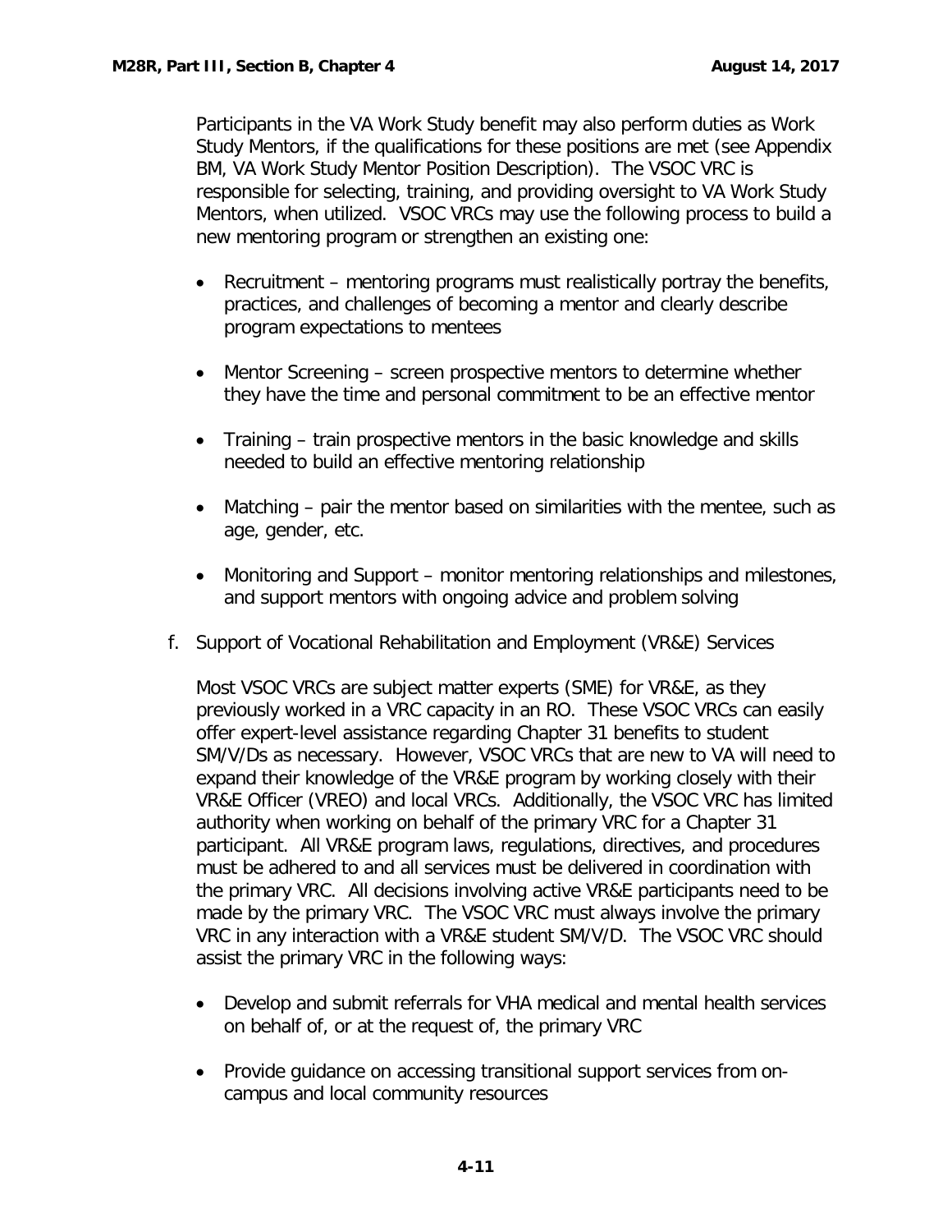Participants in the VA Work Study benefit may also perform duties as Work Study Mentors, if the qualifications for these positions are met (see Appendix BM, VA Work Study Mentor Position Description). The VSOC VRC is responsible for selecting, training, and providing oversight to VA Work Study Mentors, when utilized. VSOC VRCs may use the following process to build a new mentoring program or strengthen an existing one:

- Recruitment – mentoring programs must realistically portray the benefits, practices, and challenges of becoming a mentor and clearly describe program expectations to mentees
- Mentor Screening – screen prospective mentors to determine whether they have the time and personal commitment to be an effective mentor
- Training – train prospective mentors in the basic knowledge and skills needed to build an effective mentoring relationship
- Matching – pair the mentor based on similarities with the mentee, such as age, gender, etc.
- Monitoring and Support – monitor mentoring relationships and milestones, and support mentors with ongoing advice and problem solving

f. Support of Vocational Rehabilitation and Employment (VR&E) Services

Most VSOC VRCs are subject matter experts (SME) for VR&E, as they previously worked in a VRC capacity in an RO. These VSOC VRCs can easily offer expert-level assistance regarding Chapter 31 benefits to student SM/V/Ds as necessary. However, VSOC VRCs that are new to VA will need to expand their knowledge of the VR&E program by working closely with their VR&E Officer (VREO) and local VRCs. Additionally, the VSOC VRC has limited authority when working on behalf of the primary VRC for a Chapter 31 participant. All VR&E program laws, regulations, directives, and procedures must be adhered to and all services must be delivered in coordination with the primary VRC. All decisions involving active VR&E participants need to be made by the primary VRC. The VSOC VRC must always involve the primary VRC in any interaction with a VR&E student SM/V/D. The VSOC VRC should assist the primary VRC in the following ways:

- Develop and submit referrals for VHA medical and mental health services on behalf of, or at the request of, the primary VRC
- Provide guidance on accessing transitional support services from on-campus and local community resources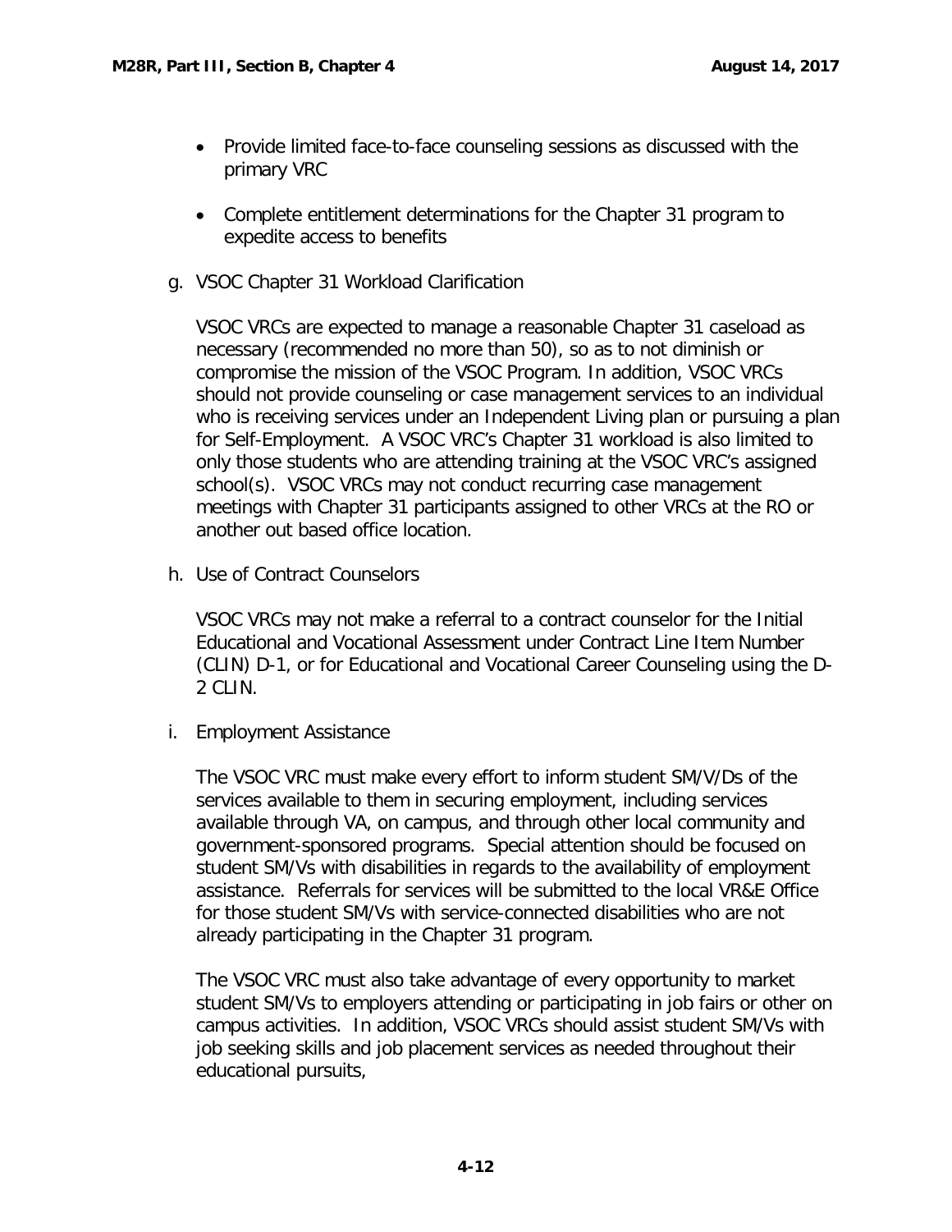- Provide limited face-to-face counseling sessions as discussed with the primary VRC
- Complete entitlement determinations for the Chapter 31 program to expedite access to benefits

g. VSOC Chapter 31 Workload Clarification

VSOC VRCs are expected to manage a reasonable Chapter 31 caseload as necessary (recommended no more than 50), so as to not diminish or compromise the mission of the VSOC Program. In addition, VSOC VRCs should not provide counseling or case management services to an individual who is receiving services under an Independent Living plan or pursuing a plan for Self-Employment. A VSOC VRC's Chapter 31 workload is also limited to only those students who are attending training at the VSOC VRC's assigned school(s). VSOC VRCs may not conduct recurring case management meetings with Chapter 31 participants assigned to other VRCs at the RO or another out based office location.

h. Use of Contract Counselors

VSOC VRCs may not make a referral to a contract counselor for the Initial Educational and Vocational Assessment under Contract Line Item Number (CLIN) D-1, or for Educational and Vocational Career Counseling using the D-2 CLIN.

i. Employment Assistance

The VSOC VRC must make every effort to inform student SM/V/Ds of the services available to them in securing employment, including services available through VA, on campus, and through other local community and government-sponsored programs. Special attention should be focused on student SM/Vs with disabilities in regards to the availability of employment assistance. Referrals for services will be submitted to the local VR&E Office for those student SM/Vs with service-connected disabilities who are not already participating in the Chapter 31 program.

The VSOC VRC must also take advantage of every opportunity to market student SM/Vs to employers attending or participating in job fairs or other on campus activities. In addition, VSOC VRCs should assist student SM/Vs with job seeking skills and job placement services as needed throughout their educational pursuits,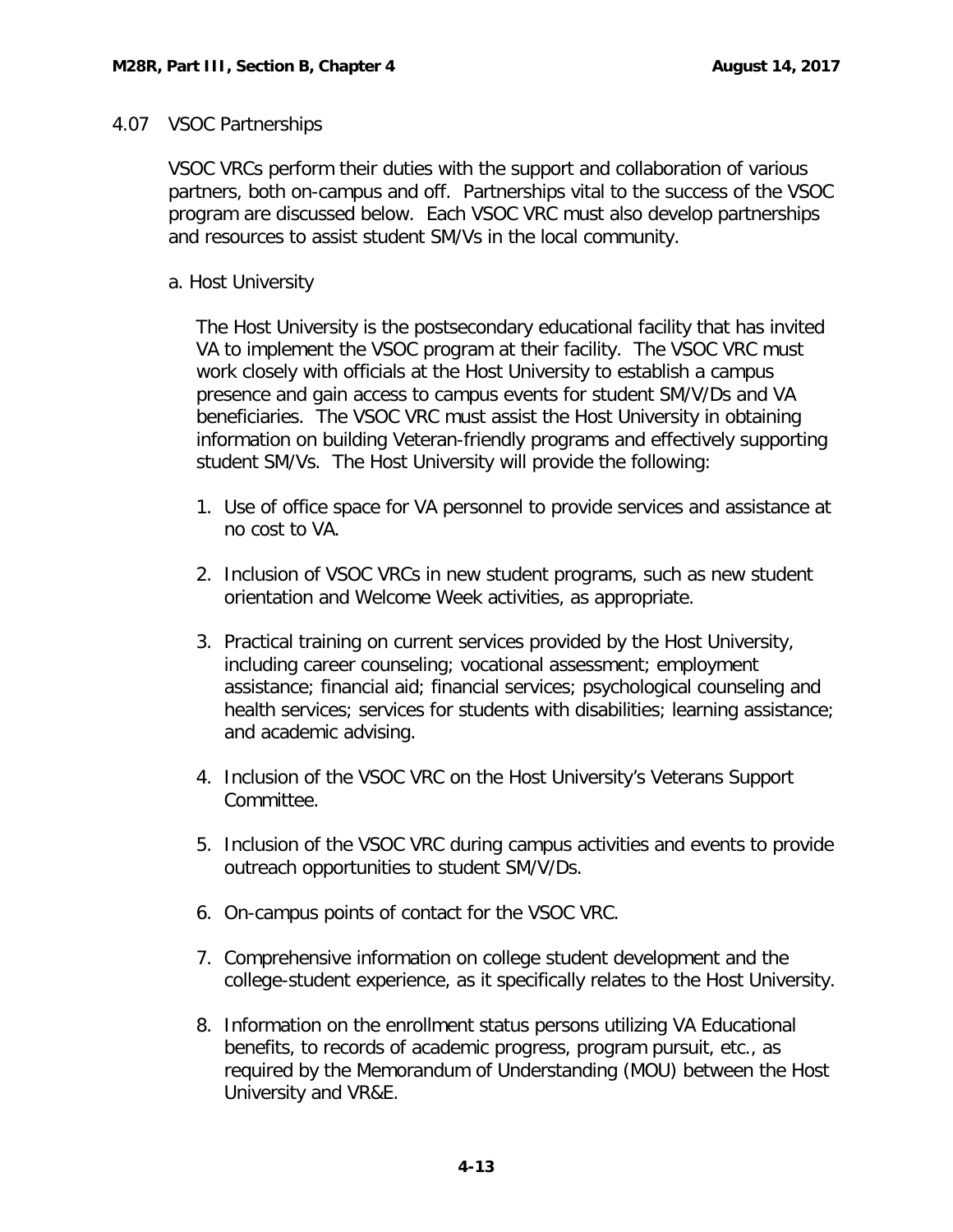## 4.07 VSOC Partnerships

VSOC VRCs perform their duties with the support and collaboration of various partners, both on-campus and off. Partnerships vital to the success of the VSOC program are discussed below. Each VSOC VRC must also develop partnerships and resources to assist student SM/Vs in the local community.

### a. Host University

The Host University is the postsecondary educational facility that has invited VA to implement the VSOC program at their facility. The VSOC VRC must work closely with officials at the Host University to establish a campus presence and gain access to campus events for student SM/V/Ds and VA beneficiaries. The VSOC VRC must assist the Host University in obtaining information on building Veteran-friendly programs and effectively supporting student SM/Vs. The Host University will provide the following:

1. Use of office space for VA personnel to provide services and assistance at no cost to VA.
2. Inclusion of VSOC VRCs in new student programs, such as new student orientation and Welcome Week activities, as appropriate.
3. Practical training on current services provided by the Host University, including career counseling; vocational assessment; employment assistance; financial aid; financial services; psychological counseling and health services; services for students with disabilities; learning assistance; and academic advising.
4. Inclusion of the VSOC VRC on the Host University's Veterans Support Committee.
5. Inclusion of the VSOC VRC during campus activities and events to provide outreach opportunities to student SM/V/Ds.
6. On-campus points of contact for the VSOC VRC.
7. Comprehensive information on college student development and the college-student experience, as it specifically relates to the Host University.
8. Information on the enrollment status persons utilizing VA Educational benefits, to records of academic progress, program pursuit, etc., as required by the Memorandum of Understanding (MOU) between the Host University and VR&E.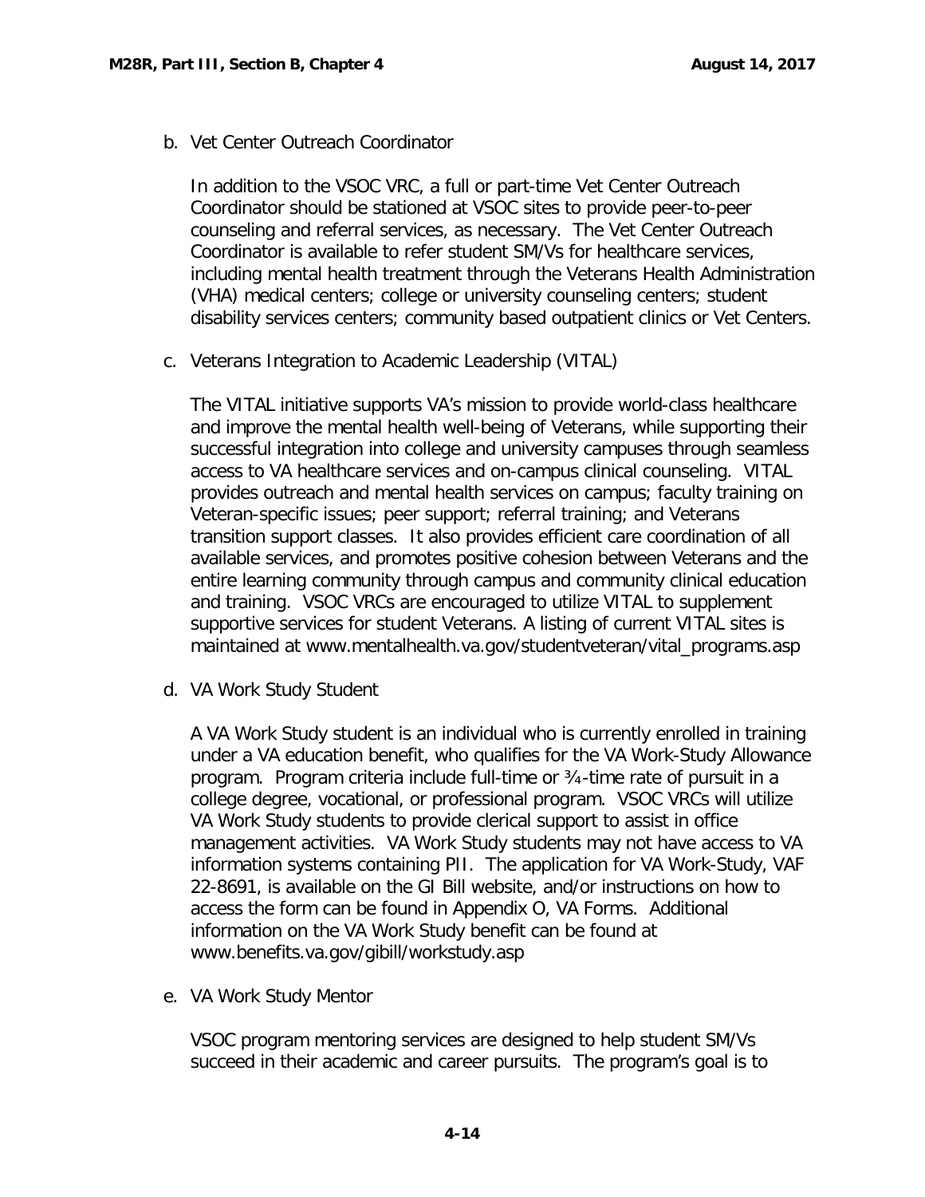b. Vet Center Outreach Coordinator

In addition to the VSOC VRC, a full or part-time Vet Center Outreach Coordinator should be stationed at VSOC sites to provide peer-to-peer counseling and referral services, as necessary. The Vet Center Outreach Coordinator is available to refer student SM/Vs for healthcare services, including mental health treatment through the Veterans Health Administration (VHA) medical centers; college or university counseling centers; student disability services centers; community based outpatient clinics or Vet Centers.

c. Veterans Integration to Academic Leadership (VITAL)

The VITAL initiative supports VA's mission to provide world-class healthcare and improve the mental health well-being of Veterans, while supporting their successful integration into college and university campuses through seamless access to VA healthcare services and on-campus clinical counseling. VITAL provides outreach and mental health services on campus; faculty training on Veteran-specific issues; peer support; referral training; and Veterans transition support classes. It also provides efficient care coordination of all available services, and promotes positive cohesion between Veterans and the entire learning community through campus and community clinical education and training. VSOC VRCs are encouraged to utilize VITAL to supplement supportive services for student Veterans. A listing of current VITAL sites is maintained at www.mentalhealth.va.gov/studentveteran/vital_programs.asp

d. VA Work Study Student

A VA Work Study student is an individual who is currently enrolled in training under a VA education benefit, who qualifies for the VA Work-Study Allowance program. Program criteria include full-time or ¾-time rate of pursuit in a college degree, vocational, or professional program. VSOC VRCs will utilize VA Work Study students to provide clerical support to assist in office management activities. VA Work Study students may not have access to VA information systems containing PII. The application for VA Work-Study, VAF 22-8691, is available on the GI Bill website, and/or instructions on how to access the form can be found in Appendix O, VA Forms. Additional information on the VA Work Study benefit can be found at www.benefits.va.gov/gibill/workstudy.asp

e. VA Work Study Mentor

VSOC program mentoring services are designed to help student SM/Vs succeed in their academic and career pursuits. The program's goal is to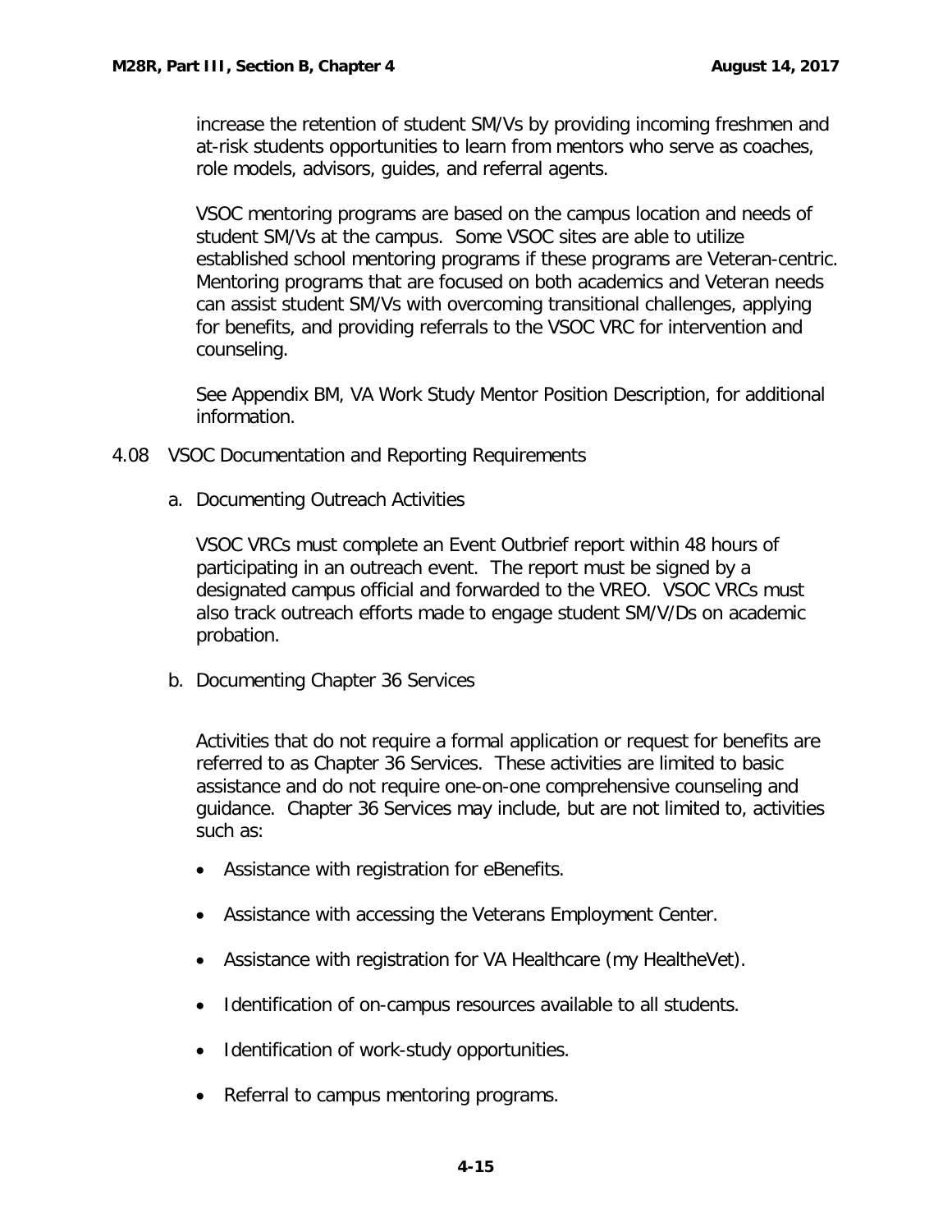increase the retention of student SM/Vs by providing incoming freshmen and at-risk students opportunities to learn from mentors who serve as coaches, role models, advisors, guides, and referral agents.

VSOC mentoring programs are based on the campus location and needs of student SM/Vs at the campus. Some VSOC sites are able to utilize established school mentoring programs if these programs are Veteran-centric. Mentoring programs that are focused on both academics and Veteran needs can assist student SM/Vs with overcoming transitional challenges, applying for benefits, and providing referrals to the VSOC VRC for intervention and counseling.

See Appendix BM, VA Work Study Mentor Position Description, for additional information.

## 4.08 VSOC Documentation and Reporting Requirements

### a. Documenting Outreach Activities

VSOC VRCs must complete an Event Outbrief report within 48 hours of participating in an outreach event. The report must be signed by a designated campus official and forwarded to the VREO. VSOC VRCs must also track outreach efforts made to engage student SM/V/Ds on academic probation.

### b. Documenting Chapter 36 Services

Activities that do not require a formal application or request for benefits are referred to as Chapter 36 Services. These activities are limited to basic assistance and do not require one-on-one comprehensive counseling and guidance. Chapter 36 Services may include, but are not limited to, activities such as:

- Assistance with registration for eBenefits.
- Assistance with accessing the Veterans Employment Center.
- Assistance with registration for VA Healthcare (my HealtheVet).
- Identification of on-campus resources available to all students.
- Identification of work-study opportunities.
- Referral to campus mentoring programs.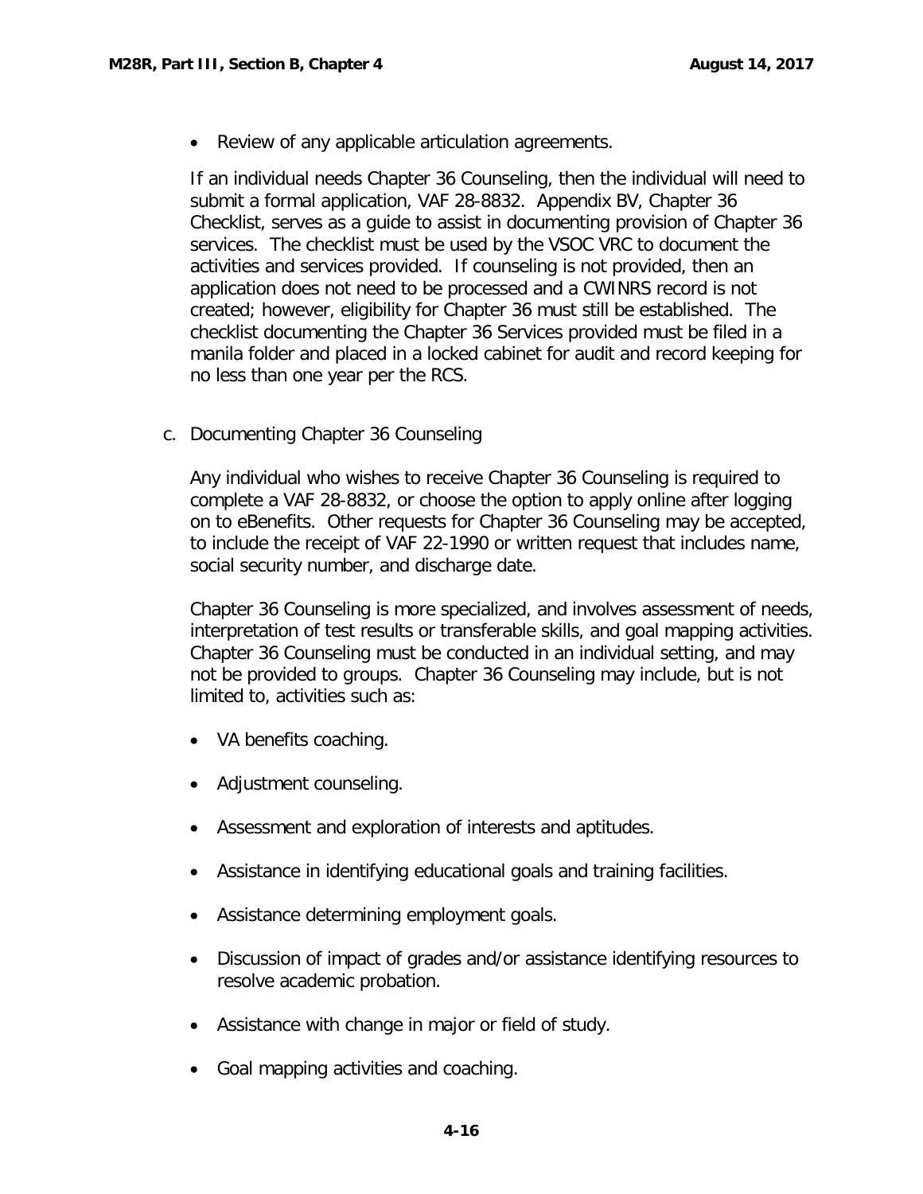- Review of any applicable articulation agreements.

If an individual needs Chapter 36 Counseling, then the individual will need to submit a formal application, VAF 28-8832. Appendix BV, Chapter 36 Checklist, serves as a guide to assist in documenting provision of Chapter 36 services. The checklist must be used by the VSOC VRC to document the activities and services provided. If counseling is not provided, then an application does not need to be processed and a CWINRS record is not created; however, eligibility for Chapter 36 must still be established. The checklist documenting the Chapter 36 Services provided must be filed in a manila folder and placed in a locked cabinet for audit and record keeping for no less than one year per the RCS.

c. Documenting Chapter 36 Counseling

Any individual who wishes to receive Chapter 36 Counseling is required to complete a VAF 28-8832, or choose the option to apply online after logging on to eBenefits. Other requests for Chapter 36 Counseling may be accepted, to include the receipt of VAF 22-1990 or written request that includes name, social security number, and discharge date.

Chapter 36 Counseling is more specialized, and involves assessment of needs, interpretation of test results or transferable skills, and goal mapping activities. Chapter 36 Counseling must be conducted in an individual setting, and may not be provided to groups. Chapter 36 Counseling may include, but is not limited to, activities such as:

- VA benefits coaching.
- Adjustment counseling.
- Assessment and exploration of interests and aptitudes.
- Assistance in identifying educational goals and training facilities.
- Assistance determining employment goals.
- Discussion of impact of grades and/or assistance identifying resources to resolve academic probation.
- Assistance with change in major or field of study.
- Goal mapping activities and coaching.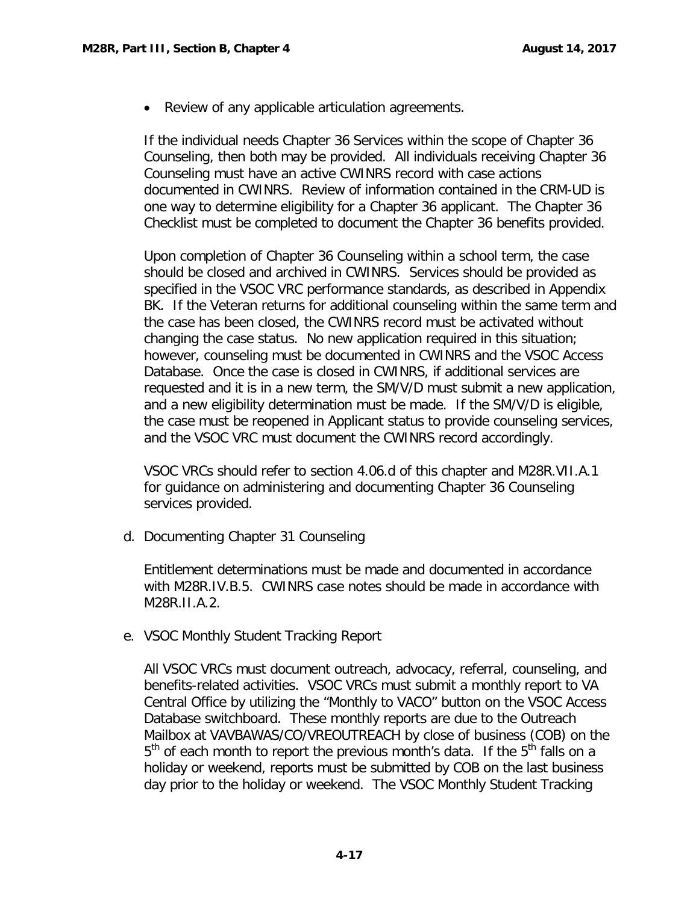- Review of any applicable articulation agreements.

If the individual needs Chapter 36 Services within the scope of Chapter 36 Counseling, then both may be provided. All individuals receiving Chapter 36 Counseling must have an active CWINRS record with case actions documented in CWINRS. Review of information contained in the CRM-UD is one way to determine eligibility for a Chapter 36 applicant. The Chapter 36 Checklist must be completed to document the Chapter 36 benefits provided.

Upon completion of Chapter 36 Counseling within a school term, the case should be closed and archived in CWINRS. Services should be provided as specified in the VSOC VRC performance standards, as described in Appendix BK. If the Veteran returns for additional counseling within the same term and the case has been closed, the CWINRS record must be activated without changing the case status. No new application required in this situation; however, counseling must be documented in CWINRS and the VSOC Access Database. Once the case is closed in CWINRS, if additional services are requested and it is in a new term, the SM/V/D must submit a new application, and a new eligibility determination must be made. If the SM/V/D is eligible, the case must be reopened in Applicant status to provide counseling services, and the VSOC VRC must document the CWINRS record accordingly.

VSOC VRCs should refer to section 4.06.d of this chapter and M28R.VII.A.1 for guidance on administering and documenting Chapter 36 Counseling services provided.

d. Documenting Chapter 31 Counseling

Entitlement determinations must be made and documented in accordance with M28R.IV.B.5. CWINRS case notes should be made in accordance with M28R.II.A.2.

e. VSOC Monthly Student Tracking Report

All VSOC VRCs must document outreach, advocacy, referral, counseling, and benefits-related activities. VSOC VRCs must submit a monthly report to VA Central Office by utilizing the "Monthly to VACO" button on the VSOC Access Database switchboard. These monthly reports are due to the Outreach Mailbox at VAVBAWAS/CO/VREOUTREACH by close of business (COB) on the 5th of each month to report the previous month's data. If the 5th falls on a holiday or weekend, reports must be submitted by COB on the last business day prior to the holiday or weekend. The VSOC Monthly Student Tracking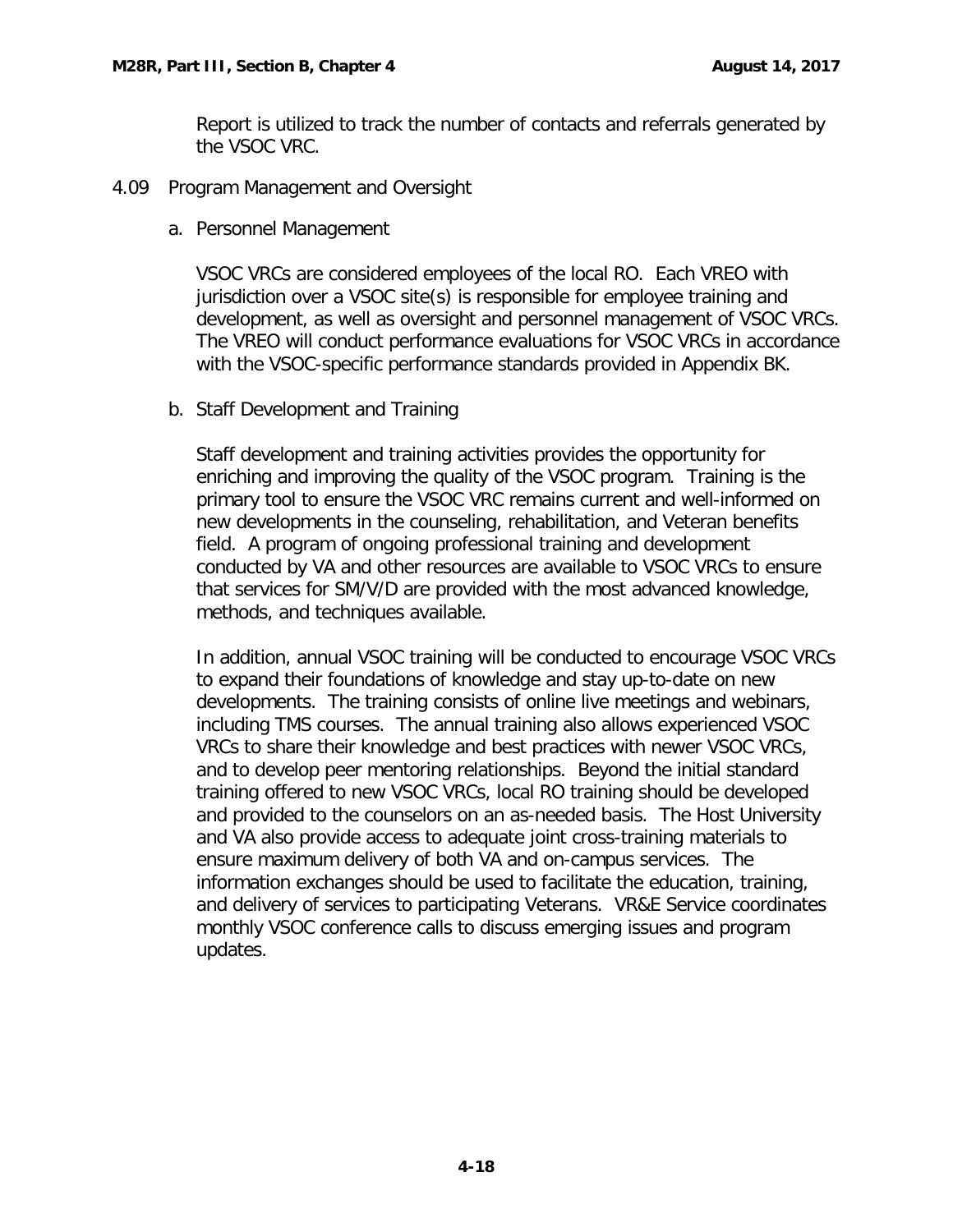Report is utilized to track the number of contacts and referrals generated by the VSOC VRC.

## 4.09 Program Management and Oversight

### a. Personnel Management

VSOC VRCs are considered employees of the local RO. Each VREO with jurisdiction over a VSOC site(s) is responsible for employee training and development, as well as oversight and personnel management of VSOC VRCs. The VREO will conduct performance evaluations for VSOC VRCs in accordance with the VSOC-specific performance standards provided in Appendix BK.

### b. Staff Development and Training

Staff development and training activities provides the opportunity for enriching and improving the quality of the VSOC program. Training is the primary tool to ensure the VSOC VRC remains current and well-informed on new developments in the counseling, rehabilitation, and Veteran benefits field. A program of ongoing professional training and development conducted by VA and other resources are available to VSOC VRCs to ensure that services for SM/V/D are provided with the most advanced knowledge, methods, and techniques available.

In addition, annual VSOC training will be conducted to encourage VSOC VRCs to expand their foundations of knowledge and stay up-to-date on new developments. The training consists of online live meetings and webinars, including TMS courses. The annual training also allows experienced VSOC VRCs to share their knowledge and best practices with newer VSOC VRCs, and to develop peer mentoring relationships. Beyond the initial standard training offered to new VSOC VRCs, local RO training should be developed and provided to the counselors on an as-needed basis. The Host University and VA also provide access to adequate joint cross-training materials to ensure maximum delivery of both VA and on-campus services. The information exchanges should be used to facilitate the education, training, and delivery of services to participating Veterans. VR&E Service coordinates monthly VSOC conference calls to discuss emerging issues and program updates.